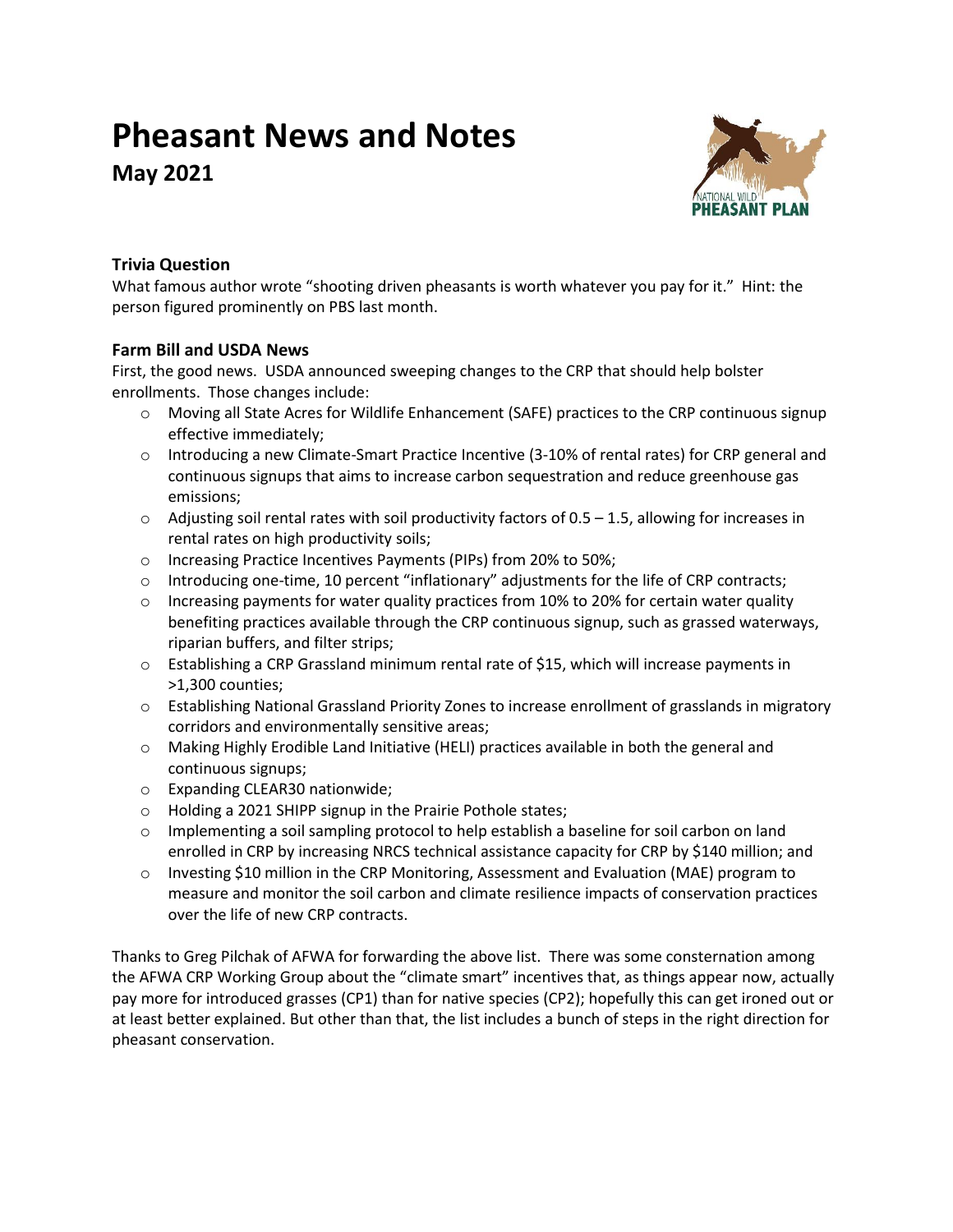# Pheasant News and Notes

## May 2021

### Trivia Question

What famous author wrote "shooting driven pheasants is worth whatever you pay for it." Hint: the person figured prominently on PBS last month.

### Farm Bill and USDA News

First, the good news. USDA announced sweeping changes to the CRP that should help bolster enrollments. Those changes include:

- Moving all State Acres for Wildlife Enhancement (SAFE) practices to the CRP continuous signup effective immediately;
- Introducing a new Climate-Smart Practice Incentive (3-10% of rental rates) for CRP general and continuous signups that aims to increase carbon sequestration and reduce greenhouse gas emissions;
- Adjusting soil rental rates with soil productivity factors of 0.5 – 1.5, allowing for increases in rental rates on high productivity soils;
- Increasing Practice Incentives Payments (PIPs) from 20% to 50%;
- Introducing one-time, 10 percent "inflationary" adjustments for the life of CRP contracts;
- Increasing payments for water quality practices from 10% to 20% for certain water quality benefiting practices available through the CRP continuous signup, such as grassed waterways, riparian buffers, and filter strips;
- Establishing a CRP Grassland minimum rental rate of $15, which will increase payments in >1,300 counties;
- Establishing National Grassland Priority Zones to increase enrollment of grasslands in migratory corridors and environmentally sensitive areas;
- Making Highly Erodible Land Initiative (HELI) practices available in both the general and continuous signups;
- Expanding CLEAR30 nationwide;
- Holding a 2021 SHIPP signup in the Prairie Pothole states;
- Implementing a soil sampling protocol to help establish a baseline for soil carbon on land enrolled in CRP by increasing NRCS technical assistance capacity for CRP by $140 million; and
- Investing $10 million in the CRP Monitoring, Assessment and Evaluation (MAE) program to measure and monitor the soil carbon and climate resilience impacts of conservation practices over the life of new CRP contracts.

Thanks to Greg Pilchak of AFWA for forwarding the above list. There was some consternation among the AFWA CRP Working Group about the "climate smart" incentives that, as things appear now, actually pay more for introduced grasses (CP1) than for native species (CP2); hopefully this can get ironed out or at least better explained. But other than that, the list includes a bunch of steps in the right direction for pheasant conservation.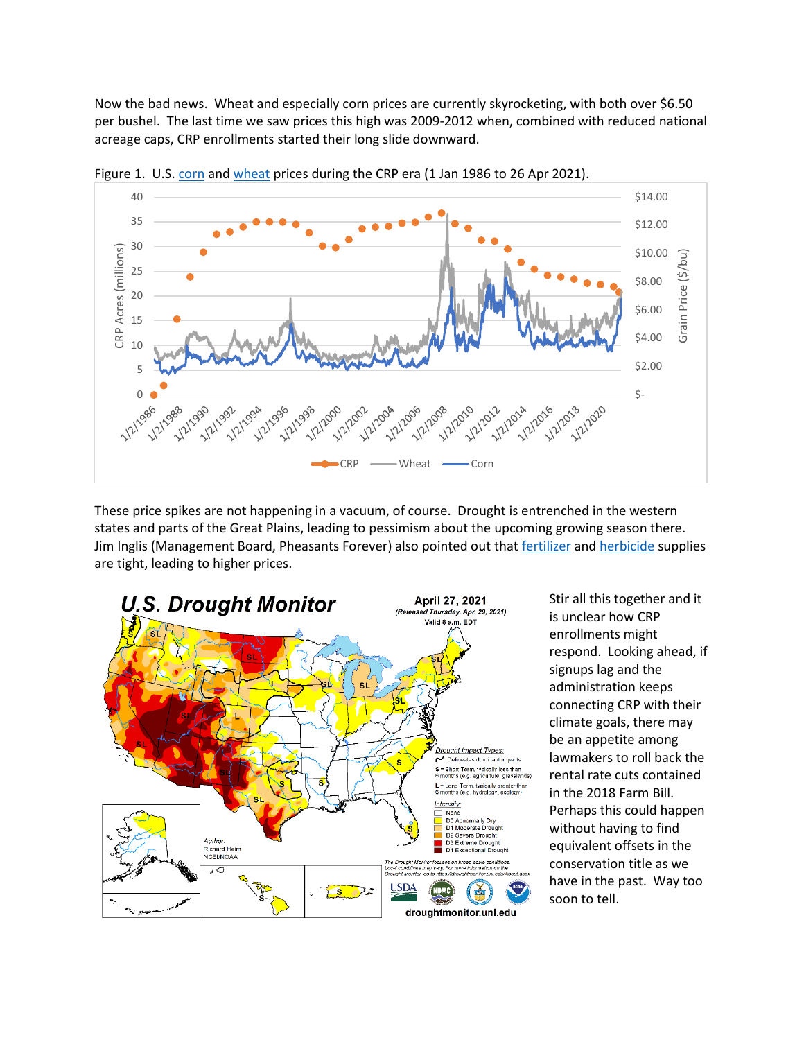Now the bad news. Wheat and especially corn prices are currently skyrocketing, with both over $6.50 per bushel. The last time we saw prices this high was 2009-2012 when, combined with reduced national acreage caps, CRP enrollments started their long slide downward.

Figure 1. U.S. corn and wheat prices during the CRP era (1 Jan 1986 to 26 Apr 2021).

These price spikes are not happening in a vacuum, of course. Drought is entrenched in the western states and parts of the Great Plains, leading to pessimism about the upcoming growing season there. Jim Inglis (Management Board, Pheasants Forever) also pointed out that fertilizer and herbicide supplies are tight, leading to higher prices.

Stir all this together and it is unclear how CRP enrollments might respond. Looking ahead, if signups lag and the administration keeps connecting CRP with their climate goals, there may be an appetite among lawmakers to roll back the rental rate cuts contained in the 2018 Farm Bill. Perhaps this could happen without having to find equivalent offsets in the conservation title as we have in the past. Way too soon to tell.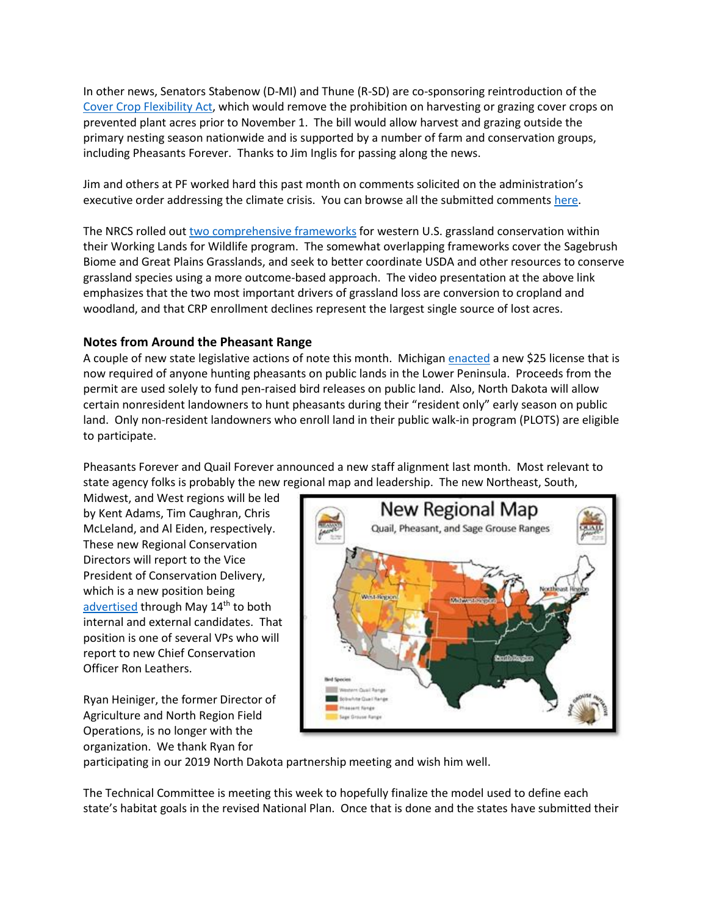In other news, Senators Stabenow (D-MI) and Thune (R-SD) are co-sponsoring reintroduction of the Cover Crop Flexibility Act, which would remove the prohibition on harvesting or grazing cover crops on prevented plant acres prior to November 1. The bill would allow harvest and grazing outside the primary nesting season nationwide and is supported by a number of farm and conservation groups, including Pheasants Forever. Thanks to Jim Inglis for passing along the news.

Jim and others at PF worked hard this past month on comments solicited on the administration's executive order addressing the climate crisis. You can browse all the submitted comments here.

The NRCS rolled out two comprehensive frameworks for western U.S. grassland conservation within their Working Lands for Wildlife program. The somewhat overlapping frameworks cover the Sagebrush Biome and Great Plains Grasslands, and seek to better coordinate USDA and other resources to conserve grassland species using a more outcome-based approach. The video presentation at the above link emphasizes that the two most important drivers of grassland loss are conversion to cropland and woodland, and that CRP enrollment declines represent the largest single source of lost acres.

### Notes from Around the Pheasant Range

A couple of new state legislative actions of note this month. Michigan enacted a new $25 license that is now required of anyone hunting pheasants on public lands in the Lower Peninsula. Proceeds from the permit are used solely to fund pen-raised bird releases on public land. Also, North Dakota will allow certain nonresident landowners to hunt pheasants during their "resident only" early season on public land. Only non-resident landowners who enroll land in their public walk-in program (PLOTS) are eligible to participate.

Pheasants Forever and Quail Forever announced a new staff alignment last month. Most relevant to state agency folks is probably the new regional map and leadership. The new Northeast, South, Midwest, and West regions will be led by Kent Adams, Tim Caughran, Chris McLeland, and Al Eiden, respectively. These new Regional Conservation Directors will report to the Vice President of Conservation Delivery, which is a new position being advertised through May 14th to both internal and external candidates. That position is one of several VPs who will report to new Chief Conservation Officer Ron Leathers.

Ryan Heiniger, the former Director of Agriculture and North Region Field Operations, is no longer with the organization. We thank Ryan for participating in our 2019 North Dakota partnership meeting and wish him well.

The Technical Committee is meeting this week to hopefully finalize the model used to define each state's habitat goals in the revised National Plan. Once that is done and the states have submitted their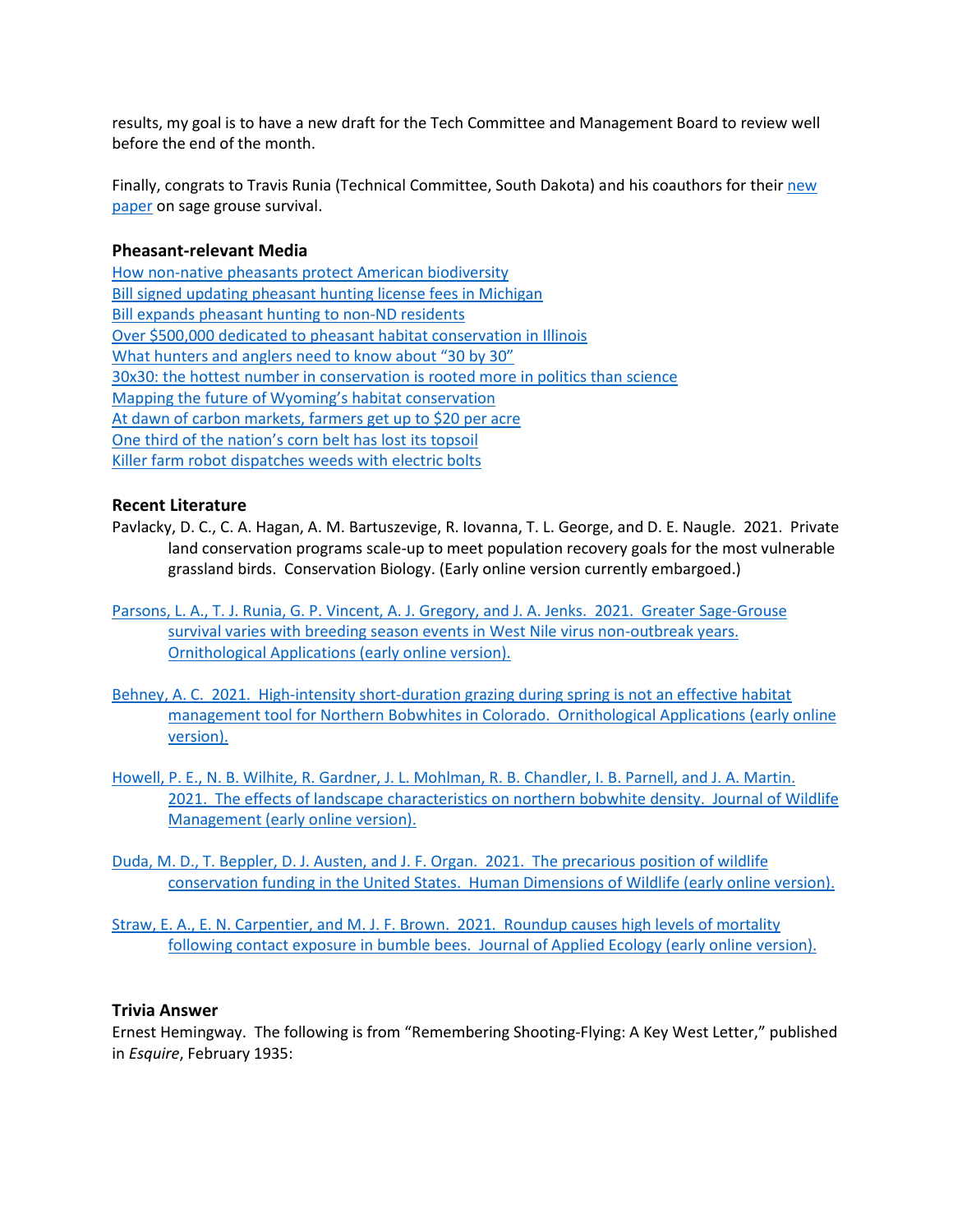results, my goal is to have a new draft for the Tech Committee and Management Board to review well before the end of the month.

Finally, congrats to Travis Runia (Technical Committee, South Dakota) and his coauthors for their new paper on sage grouse survival.

### Pheasant-relevant Media

How non-native pheasants protect American biodiversity
Bill signed updating pheasant hunting license fees in Michigan
Bill expands pheasant hunting to non-ND residents
Over $500,000 dedicated to pheasant habitat conservation in Illinois
What hunters and anglers need to know about "30 by 30"
30x30: the hottest number in conservation is rooted more in politics than science
Mapping the future of Wyoming's habitat conservation
At dawn of carbon markets, farmers get up to $20 per acre
One third of the nation's corn belt has lost its topsoil
Killer farm robot dispatches weeds with electric bolts

### Recent Literature

Pavlacky, D. C., C. A. Hagan, A. M. Bartuszevige, R. Iovanna, T. L. George, and D. E. Naugle. 2021. Private land conservation programs scale-up to meet population recovery goals for the most vulnerable grassland birds. Conservation Biology. (Early online version currently embargoed.)

Parsons, L. A., T. J. Runia, G. P. Vincent, A. J. Gregory, and J. A. Jenks. 2021. Greater Sage-Grouse survival varies with breeding season events in West Nile virus non-outbreak years. Ornithological Applications (early online version).

Behney, A. C. 2021. High-intensity short-duration grazing during spring is not an effective habitat management tool for Northern Bobwhites in Colorado. Ornithological Applications (early online version).

Howell, P. E., N. B. Wilhite, R. Gardner, J. L. Mohlman, R. B. Chandler, I. B. Parnell, and J. A. Martin. 2021. The effects of landscape characteristics on northern bobwhite density. Journal of Wildlife Management (early online version).

Duda, M. D., T. Beppler, D. J. Austen, and J. F. Organ. 2021. The precarious position of wildlife conservation funding in the United States. Human Dimensions of Wildlife (early online version).

Straw, E. A., E. N. Carpentier, and M. J. F. Brown. 2021. Roundup causes high levels of mortality following contact exposure in bumble bees. Journal of Applied Ecology (early online version).

### Trivia Answer

Ernest Hemingway. The following is from "Remembering Shooting-Flying: A Key West Letter," published in *Esquire*, February 1935: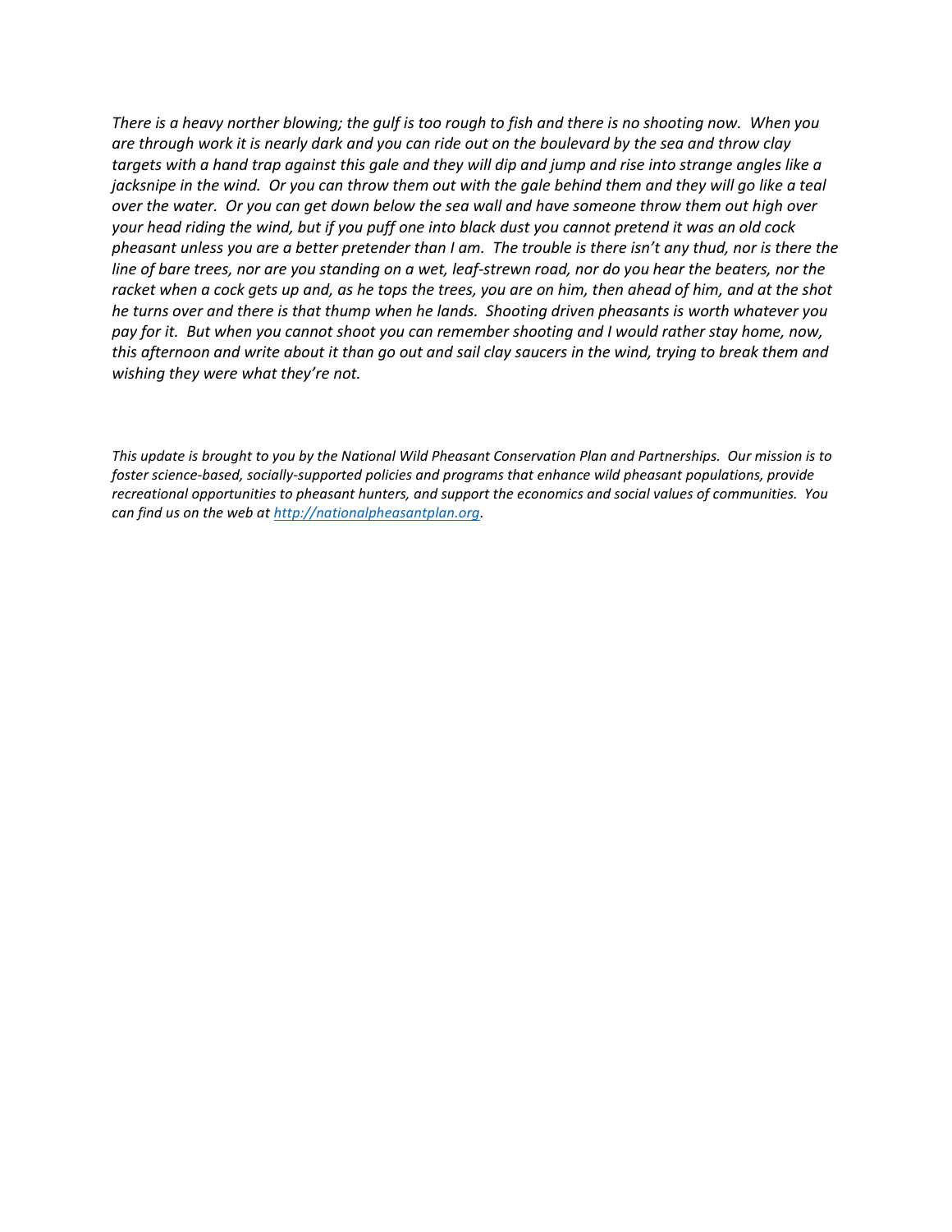*There is a heavy norther blowing; the gulf is too rough to fish and there is no shooting now. When you are through work it is nearly dark and you can ride out on the boulevard by the sea and throw clay targets with a hand trap against this gale and they will dip and jump and rise into strange angles like a jacksnipe in the wind. Or you can throw them out with the gale behind them and they will go like a teal over the water. Or you can get down below the sea wall and have someone throw them out high over your head riding the wind, but if you puff one into black dust you cannot pretend it was an old cock pheasant unless you are a better pretender than I am. The trouble is there isn't any thud, nor is there the line of bare trees, nor are you standing on a wet, leaf-strewn road, nor do you hear the beaters, nor the racket when a cock gets up and, as he tops the trees, you are on him, then ahead of him, and at the shot he turns over and there is that thump when he lands. Shooting driven pheasants is worth whatever you pay for it. But when you cannot shoot you can remember shooting and I would rather stay home, now, this afternoon and write about it than go out and sail clay saucers in the wind, trying to break them and wishing they were what they're not.*

*This update is brought to you by the National Wild Pheasant Conservation Plan and Partnerships. Our mission is to foster science-based, socially-supported policies and programs that enhance wild pheasant populations, provide recreational opportunities to pheasant hunters, and support the economics and social values of communities. You can find us on the web at [http://nationalpheasantplan.org](http://nationalpheasantplan.org).*